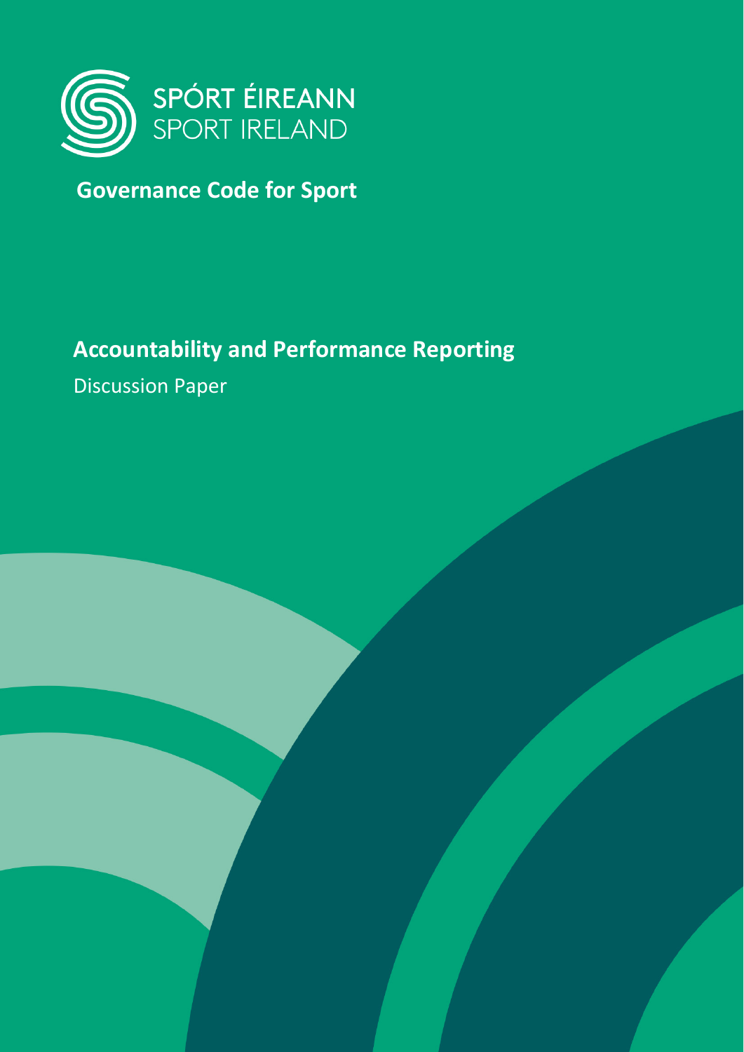SPÓRT ÉIREANN
SPORT IRELAND

# Governance Code for Sport

## Accountability and Performance Reporting

Discussion Paper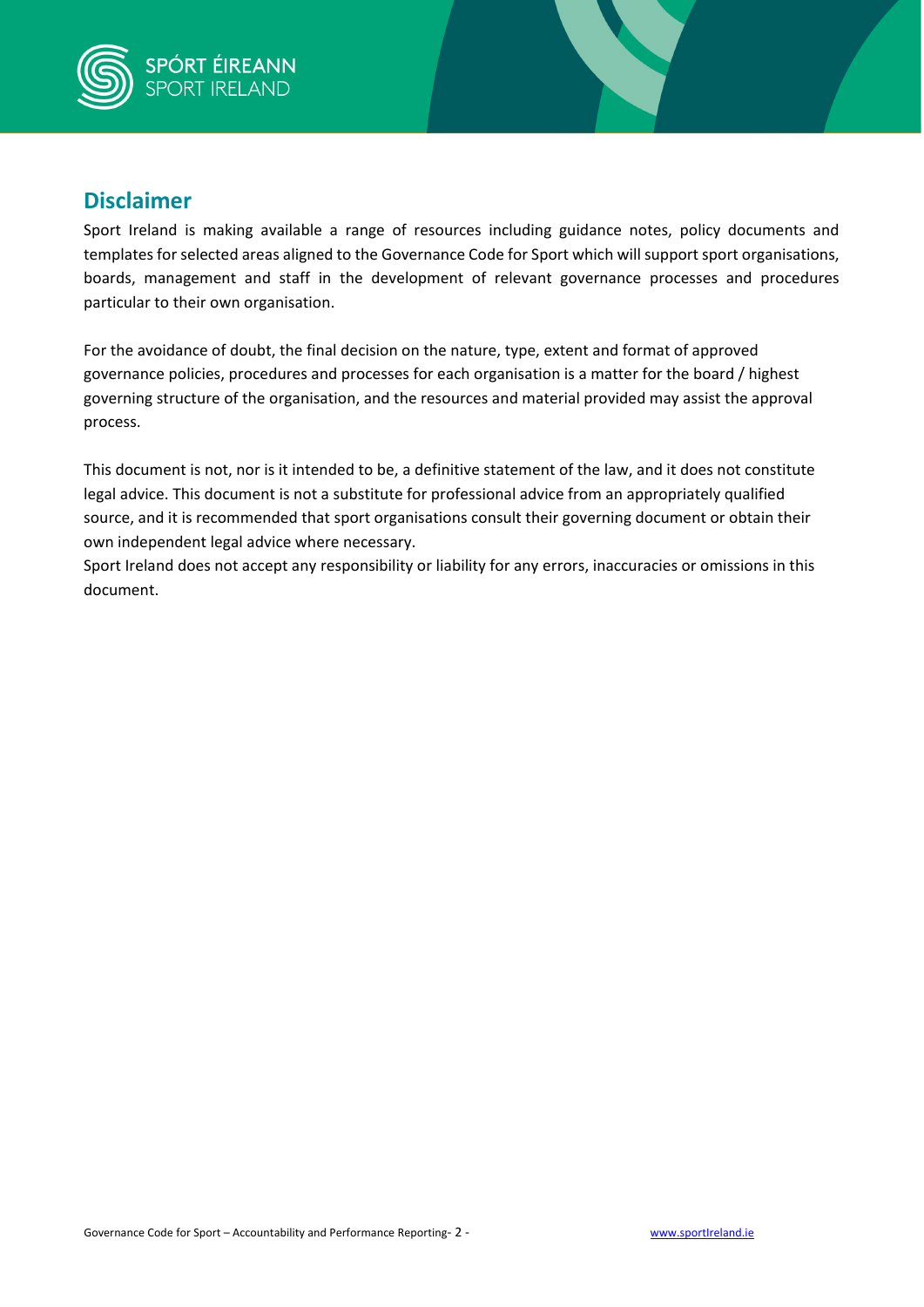## Disclaimer

Sport Ireland is making available a range of resources including guidance notes, policy documents and templates for selected areas aligned to the Governance Code for Sport which will support sport organisations, boards, management and staff in the development of relevant governance processes and procedures particular to their own organisation.

For the avoidance of doubt, the final decision on the nature, type, extent and format of approved governance policies, procedures and processes for each organisation is a matter for the board / highest governing structure of the organisation, and the resources and material provided may assist the approval process.

This document is not, nor is it intended to be, a definitive statement of the law, and it does not constitute legal advice. This document is not a substitute for professional advice from an appropriately qualified source, and it is recommended that sport organisations consult their governing document or obtain their own independent legal advice where necessary.
Sport Ireland does not accept any responsibility or liability for any errors, inaccuracies or omissions in this document.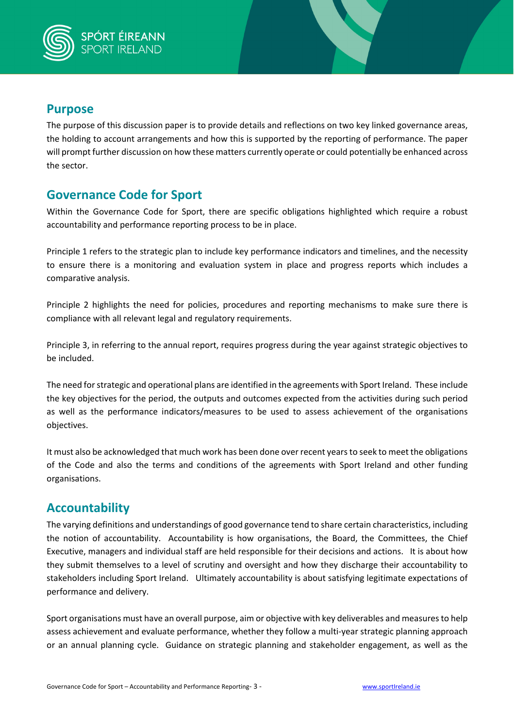## Purpose

The purpose of this discussion paper is to provide details and reflections on two key linked governance areas, the holding to account arrangements and how this is supported by the reporting of performance. The paper will prompt further discussion on how these matters currently operate or could potentially be enhanced across the sector.

## Governance Code for Sport

Within the Governance Code for Sport, there are specific obligations highlighted which require a robust accountability and performance reporting process to be in place.

Principle 1 refers to the strategic plan to include key performance indicators and timelines, and the necessity to ensure there is a monitoring and evaluation system in place and progress reports which includes a comparative analysis.

Principle 2 highlights the need for policies, procedures and reporting mechanisms to make sure there is compliance with all relevant legal and regulatory requirements.

Principle 3, in referring to the annual report, requires progress during the year against strategic objectives to be included.

The need for strategic and operational plans are identified in the agreements with Sport Ireland. These include the key objectives for the period, the outputs and outcomes expected from the activities during such period as well as the performance indicators/measures to be used to assess achievement of the organisations objectives.

It must also be acknowledged that much work has been done over recent years to seek to meet the obligations of the Code and also the terms and conditions of the agreements with Sport Ireland and other funding organisations.

## Accountability

The varying definitions and understandings of good governance tend to share certain characteristics, including the notion of accountability. Accountability is how organisations, the Board, the Committees, the Chief Executive, managers and individual staff are held responsible for their decisions and actions. It is about how they submit themselves to a level of scrutiny and oversight and how they discharge their accountability to stakeholders including Sport Ireland. Ultimately accountability is about satisfying legitimate expectations of performance and delivery.

Sport organisations must have an overall purpose, aim or objective with key deliverables and measures to help assess achievement and evaluate performance, whether they follow a multi-year strategic planning approach or an annual planning cycle. Guidance on strategic planning and stakeholder engagement, as well as the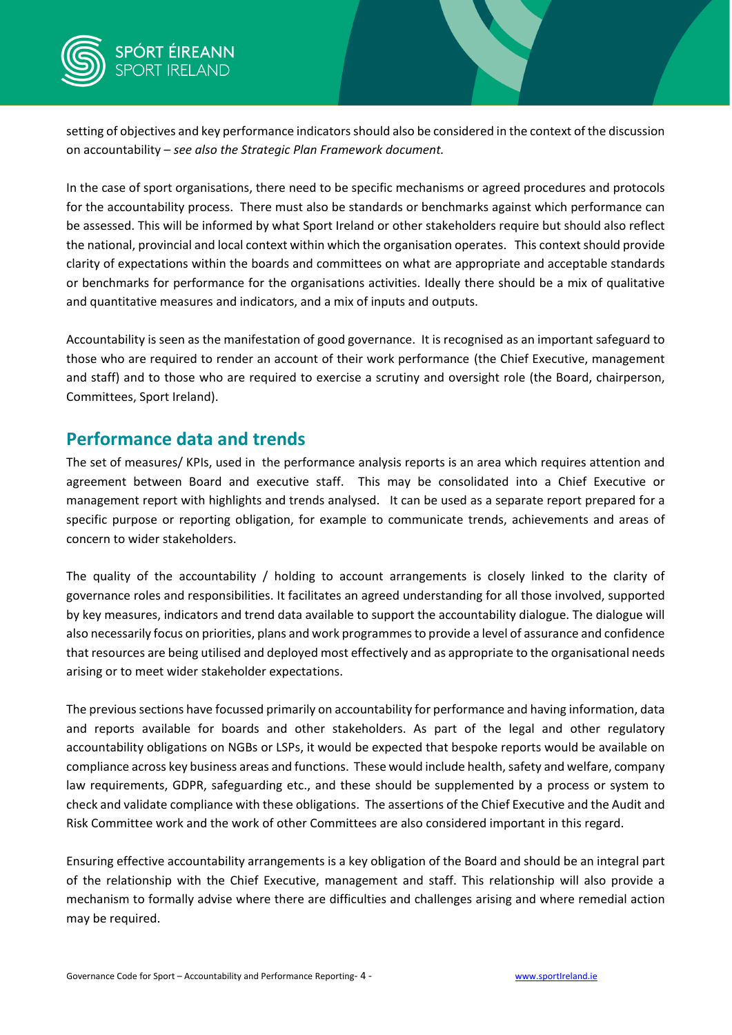setting of objectives and key performance indicators should also be considered in the context of the discussion on accountability – *see also the Strategic Plan Framework document.*

In the case of sport organisations, there need to be specific mechanisms or agreed procedures and protocols for the accountability process. There must also be standards or benchmarks against which performance can be assessed. This will be informed by what Sport Ireland or other stakeholders require but should also reflect the national, provincial and local context within which the organisation operates. This context should provide clarity of expectations within the boards and committees on what are appropriate and acceptable standards or benchmarks for performance for the organisations activities. Ideally there should be a mix of qualitative and quantitative measures and indicators, and a mix of inputs and outputs.

Accountability is seen as the manifestation of good governance. It is recognised as an important safeguard to those who are required to render an account of their work performance (the Chief Executive, management and staff) and to those who are required to exercise a scrutiny and oversight role (the Board, chairperson, Committees, Sport Ireland).

## Performance data and trends

The set of measures/ KPIs, used in the performance analysis reports is an area which requires attention and agreement between Board and executive staff. This may be consolidated into a Chief Executive or management report with highlights and trends analysed. It can be used as a separate report prepared for a specific purpose or reporting obligation, for example to communicate trends, achievements and areas of concern to wider stakeholders.

The quality of the accountability / holding to account arrangements is closely linked to the clarity of governance roles and responsibilities. It facilitates an agreed understanding for all those involved, supported by key measures, indicators and trend data available to support the accountability dialogue. The dialogue will also necessarily focus on priorities, plans and work programmes to provide a level of assurance and confidence that resources are being utilised and deployed most effectively and as appropriate to the organisational needs arising or to meet wider stakeholder expectations.

The previous sections have focussed primarily on accountability for performance and having information, data and reports available for boards and other stakeholders. As part of the legal and other regulatory accountability obligations on NGBs or LSPs, it would be expected that bespoke reports would be available on compliance across key business areas and functions. These would include health, safety and welfare, company law requirements, GDPR, safeguarding etc., and these should be supplemented by a process or system to check and validate compliance with these obligations. The assertions of the Chief Executive and the Audit and Risk Committee work and the work of other Committees are also considered important in this regard.

Ensuring effective accountability arrangements is a key obligation of the Board and should be an integral part of the relationship with the Chief Executive, management and staff. This relationship will also provide a mechanism to formally advise where there are difficulties and challenges arising and where remedial action may be required.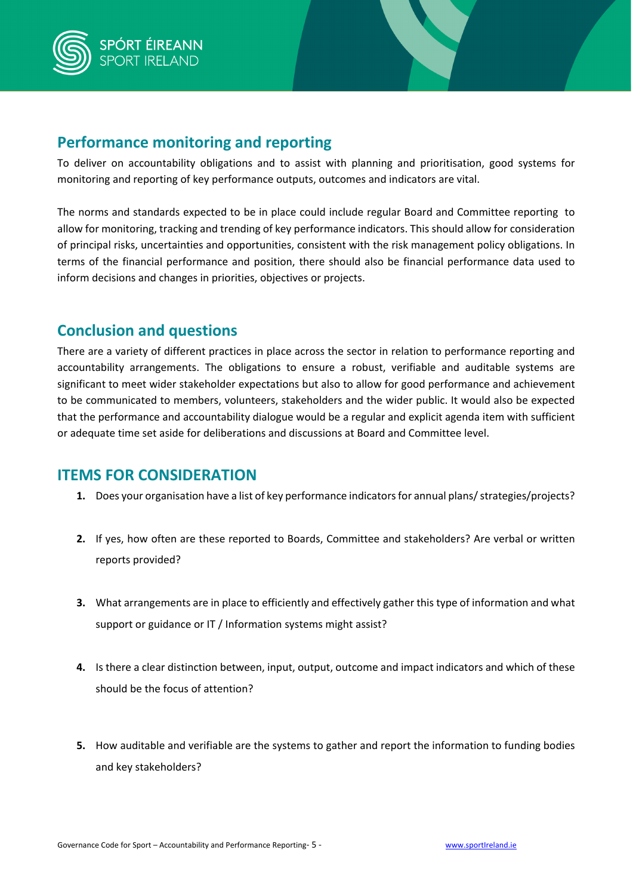## Performance monitoring and reporting

To deliver on accountability obligations and to assist with planning and prioritisation, good systems for monitoring and reporting of key performance outputs, outcomes and indicators are vital.

The norms and standards expected to be in place could include regular Board and Committee reporting to allow for monitoring, tracking and trending of key performance indicators. This should allow for consideration of principal risks, uncertainties and opportunities, consistent with the risk management policy obligations. In terms of the financial performance and position, there should also be financial performance data used to inform decisions and changes in priorities, objectives or projects.

## Conclusion and questions

There are a variety of different practices in place across the sector in relation to performance reporting and accountability arrangements. The obligations to ensure a robust, verifiable and auditable systems are significant to meet wider stakeholder expectations but also to allow for good performance and achievement to be communicated to members, volunteers, stakeholders and the wider public. It would also be expected that the performance and accountability dialogue would be a regular and explicit agenda item with sufficient or adequate time set aside for deliberations and discussions at Board and Committee level.

## ITEMS FOR CONSIDERATION

1. Does your organisation have a list of key performance indicators for annual plans/ strategies/projects?
2. If yes, how often are these reported to Boards, Committee and stakeholders? Are verbal or written reports provided?
3. What arrangements are in place to efficiently and effectively gather this type of information and what support or guidance or IT / Information systems might assist?
4. Is there a clear distinction between, input, output, outcome and impact indicators and which of these should be the focus of attention?
5. How auditable and verifiable are the systems to gather and report the information to funding bodies and key stakeholders?